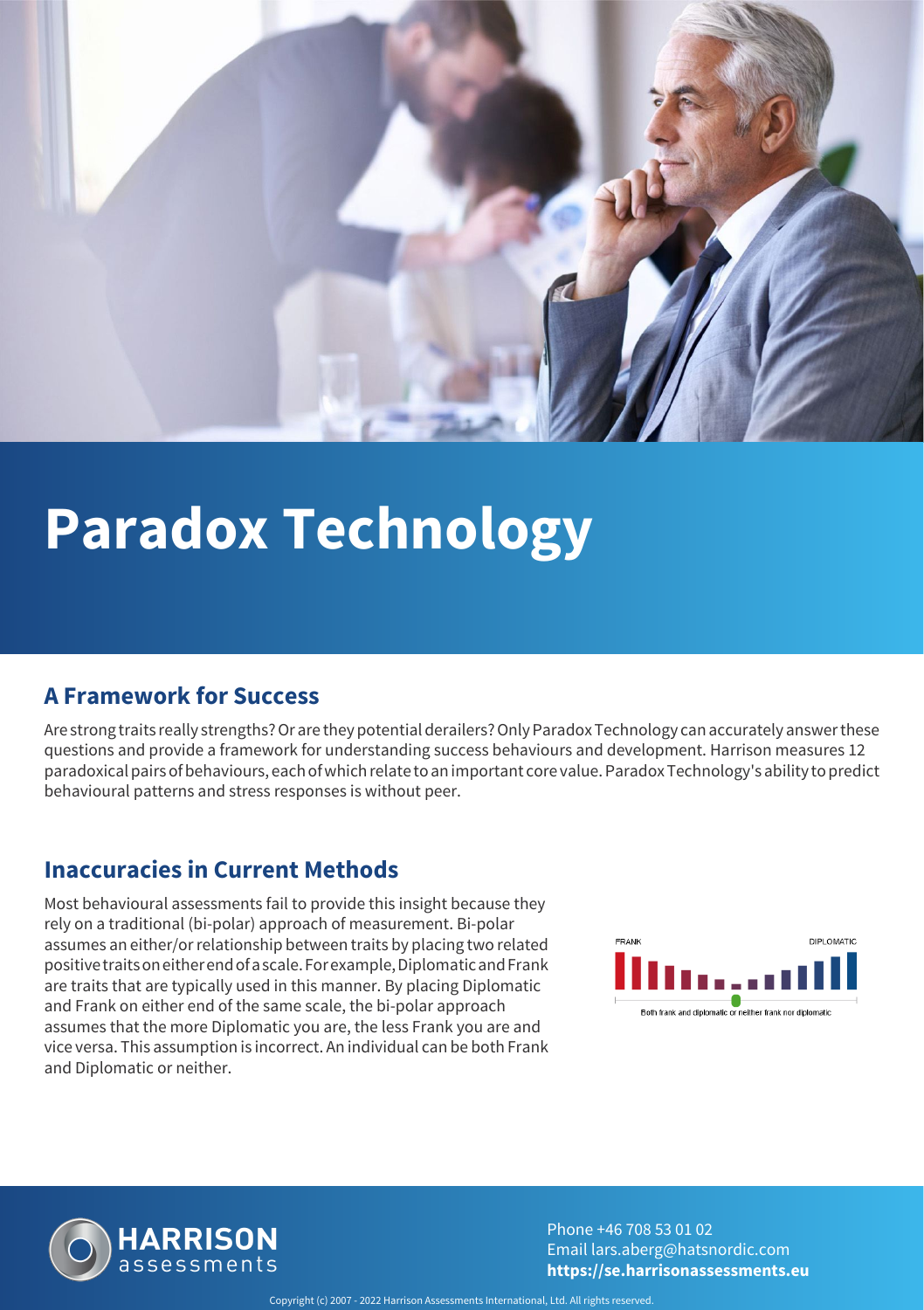# Paradox Technology

## A Framework for Success

Are strong traits really strengths? Or are they potential derailers? Only Paradox Technology can accurately answer these questions and provide a framework for understanding success behaviours and development. Harrison measures 12 paradoxical pairs of behaviours, each of which relate to an important core value. Paradox Technology's ability to predict behavioural patterns and stress responses is without peer.

## Inaccuracies in Current Methods

Most behavioural assessments fail to provide this insight because they rely on a traditional (bi-polar) approach of measurement. Bi-polar assumes an either/or relationship between traits by placing two related positive traits on either end of a scale. For example, Diplomatic and Frank are traits that are typically used in this manner. By placing Diplomatic and Frank on either end of the same scale, the bi-polar approach assumes that the more Diplomatic you are, the less Frank you are and vice versa. This assumption is incorrect. An individual can be both Frank and Diplomatic or neither.

FRANK — DIPLOMATIC

Both frank and diplomatic or neither frank nor diplomatic

Phone +46 708 53 01 02
Email lars.aberg@hatsnordic.com
**https://se.harrisonassessments.eu**

Copyright (c) 2007 - 2022 Harrison Assessments International, Ltd. All rights reserved.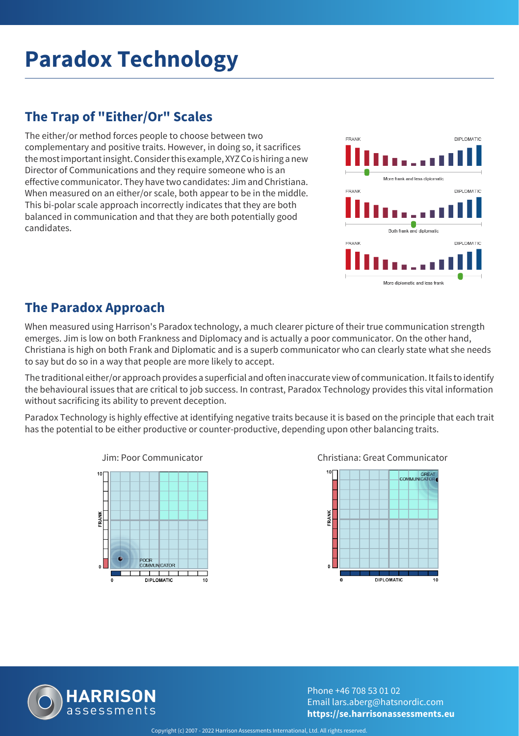# Paradox Technology

## The Trap of "Either/Or" Scales

The either/or method forces people to choose between two complementary and positive traits. However, in doing so, it sacrifices the most important insight. Consider this example, XYZ Co is hiring a new Director of Communications and they require someone who is an effective communicator. They have two candidates: Jim and Christiana. When measured on an either/or scale, both appear to be in the middle. This bi-polar scale approach incorrectly indicates that they are both balanced in communication and that they are both potentially good candidates.

FRANK — DIPLOMATIC
More frank and less diplomatic

FRANK — DIPLOMATIC
Both frank and diplomatic

FRANK — DIPLOMATIC
More diplomatic and less frank

## The Paradox Approach

When measured using Harrison's Paradox technology, a much clearer picture of their true communication strength emerges. Jim is low on both Frankness and Diplomacy and is actually a poor communicator. On the other hand, Christiana is high on both Frank and Diplomatic and is a superb communicator who can clearly state what she needs to say but do so in a way that people are more likely to accept.

The traditional either/or approach provides a superficial and often inaccurate view of communication. It fails to identify the behavioural issues that are critical to job success. In contrast, Paradox Technology provides this vital information without sacrificing its ability to prevent deception.

Paradox Technology is highly effective at identifying negative traits because it is based on the principle that each trait has the potential to be either productive or counter-productive, depending upon other balancing traits.

Jim: Poor Communicator

Christiana: Great Communicator

Phone +46 708 53 01 02
Email lars.aberg@hatsnordic.com
**https://se.harrisonassessments.eu**

Copyright (c) 2007 - 2022 Harrison Assessments International, Ltd. All rights reserved.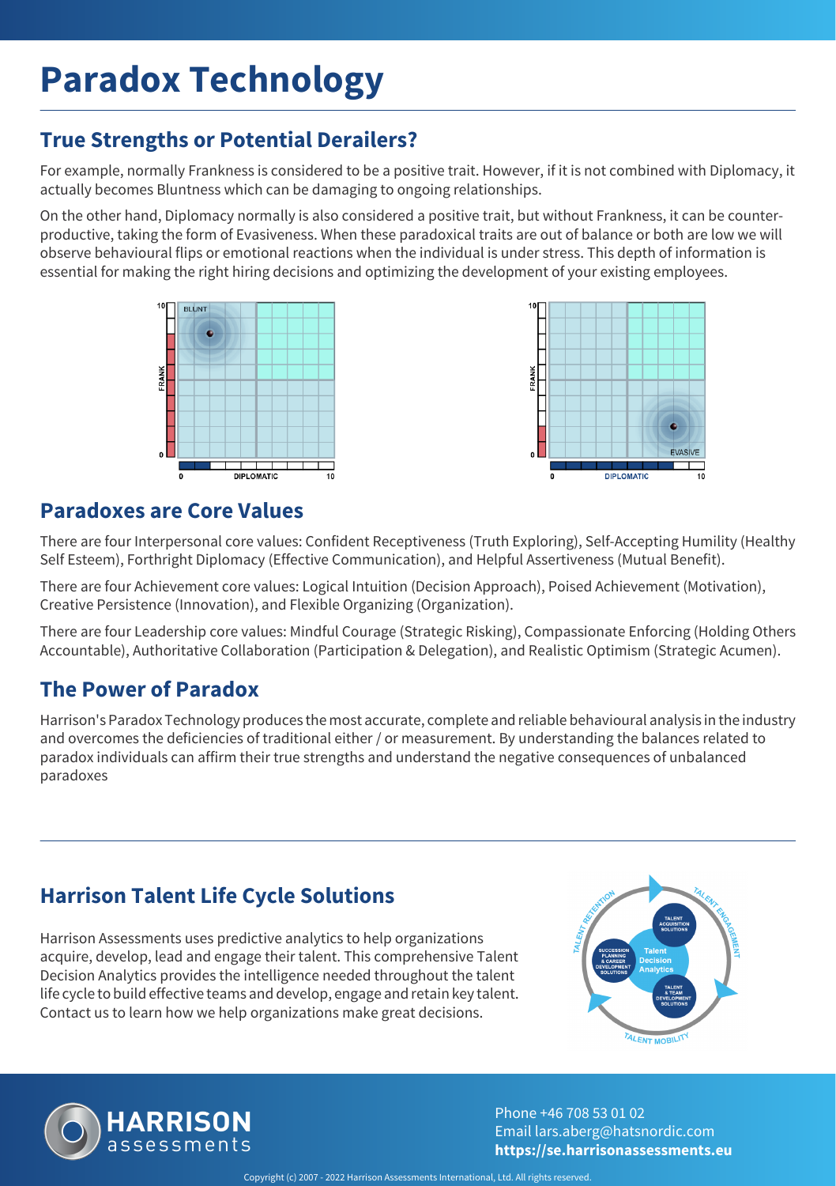# Paradox Technology

## True Strengths or Potential Derailers?

For example, normally Frankness is considered to be a positive trait. However, if it is not combined with Diplomacy, it actually becomes Bluntness which can be damaging to ongoing relationships.

On the other hand, Diplomacy normally is also considered a positive trait, but without Frankness, it can be counter-productive, taking the form of Evasiveness. When these paradoxical traits are out of balance or both are low we will observe behavioural flips or emotional reactions when the individual is under stress. This depth of information is essential for making the right hiring decisions and optimizing the development of your existing employees.

10
BLUNT
FRANK
0
0
DIPLOMATIC
10

10
FRANK
EVASIVE
0
0
DIPLOMATIC
10

## Paradoxes are Core Values

There are four Interpersonal core values: Confident Receptiveness (Truth Exploring), Self-Accepting Humility (Healthy Self Esteem), Forthright Diplomacy (Effective Communication), and Helpful Assertiveness (Mutual Benefit).

There are four Achievement core values: Logical Intuition (Decision Approach), Poised Achievement (Motivation), Creative Persistence (Innovation), and Flexible Organizing (Organization).

There are four Leadership core values: Mindful Courage (Strategic Risking), Compassionate Enforcing (Holding Others Accountable), Authoritative Collaboration (Participation & Delegation), and Realistic Optimism (Strategic Acumen).

## The Power of Paradox

Harrison's Paradox Technology produces the most accurate, complete and reliable behavioural analysis in the industry and overcomes the deficiencies of traditional either / or measurement. By understanding the balances related to paradox individuals can affirm their true strengths and understand the negative consequences of unbalanced paradoxes

## Harrison Talent Life Cycle Solutions

Harrison Assessments uses predictive analytics to help organizations acquire, develop, lead and engage their talent. This comprehensive Talent Decision Analytics provides the intelligence needed throughout the talent life cycle to build effective teams and develop, engage and retain key talent. Contact us to learn how we help organizations make great decisions.

TALENT RETENTION
TALENT ENGAGEMENT
TALENT MOBILITY
TALENT ACQUISITION SOLUTIONS
SUCCESSION PLANNING & CAREER DEVELOPMENT SOLUTIONS
Talent Decision Analytics
TALENT & TEAM DEVELOPMENT SOLUTIONS

HARRISON assessments

Phone +46 708 53 01 02
Email lars.aberg@hatsnordic.com
**https://se.harrisonassessments.eu**

Copyright (c) 2007 - 2022 Harrison Assessments International, Ltd. All rights reserved.